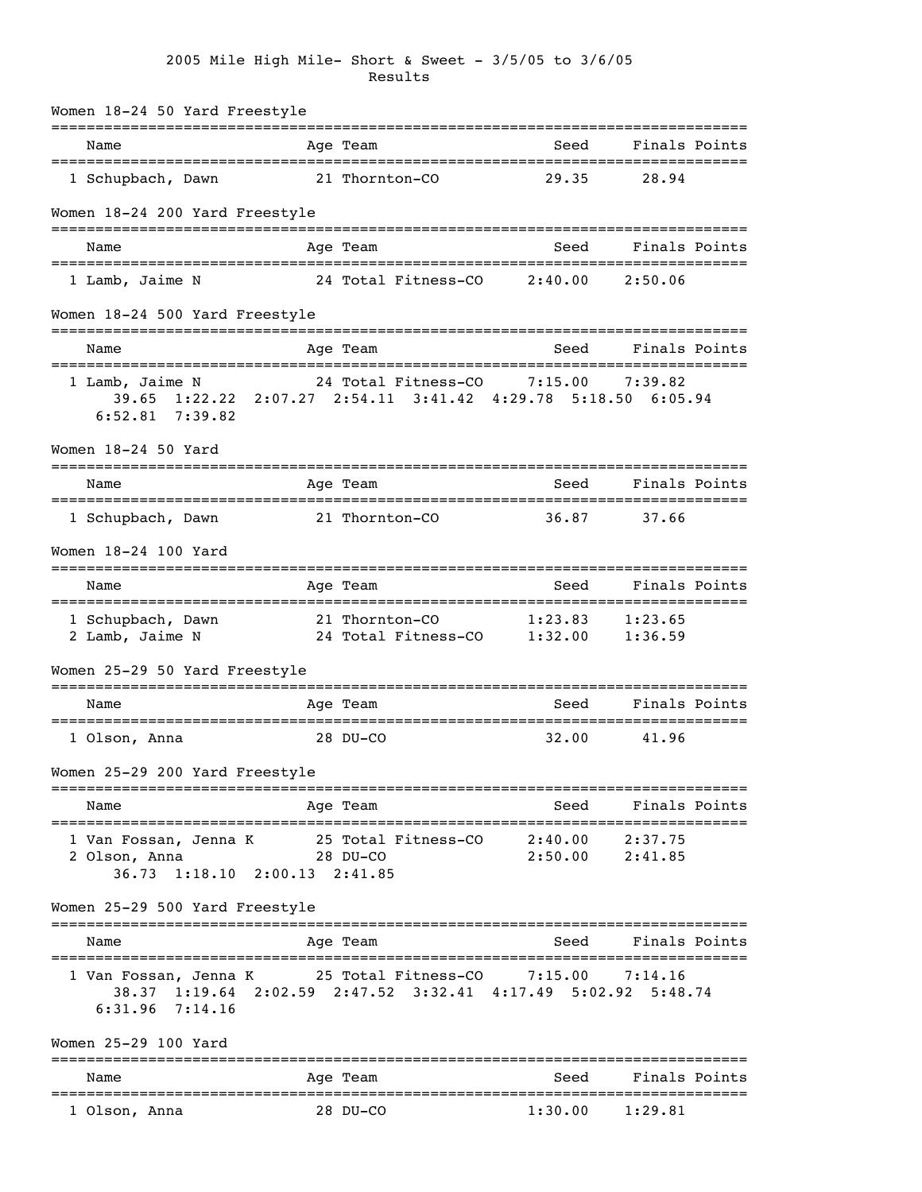# 2005 Mile High Mile- Short & Sweet - 3/5/05 to 3/6/05

## Results

### Women 18-24 50 Yard Freestyle

| Name | Age | Team | Seed | Finals | Points |
|---|---|---|---|---|---|
| 1 Schupbach, Dawn | 21 | Thornton-CO | 29.35 | 28.94 | |

### Women 18-24 200 Yard Freestyle

| Name | Age | Team | Seed | Finals | Points |
|---|---|---|---|---|---|
| 1 Lamb, Jaime N | 24 | Total Fitness-CO | 2:40.00 | 2:50.06 | |

### Women 18-24 500 Yard Freestyle

| Name | Age | Team | Seed | Finals | Points |
|---|---|---|---|---|---|
| 1 Lamb, Jaime N | 24 | Total Fitness-CO | 7:15.00 | 7:39.82 | |

39.65 1:22.22 2:07.27 2:54.11 3:41.42 4:29.78 5:18.50 6:05.94 6:52.81 7:39.82

### Women 18-24 50 Yard

| Name | Age | Team | Seed | Finals | Points |
|---|---|---|---|---|---|
| 1 Schupbach, Dawn | 21 | Thornton-CO | 36.87 | 37.66 | |

### Women 18-24 100 Yard

| Name | Age | Team | Seed | Finals | Points |
|---|---|---|---|---|---|
| 1 Schupbach, Dawn | 21 | Thornton-CO | 1:23.83 | 1:23.65 | |
| 2 Lamb, Jaime N | 24 | Total Fitness-CO | 1:32.00 | 1:36.59 | |

### Women 25-29 50 Yard Freestyle

| Name | Age | Team | Seed | Finals | Points |
|---|---|---|---|---|---|
| 1 Olson, Anna | 28 | DU-CO | 32.00 | 41.96 | |

### Women 25-29 200 Yard Freestyle

| Name | Age | Team | Seed | Finals | Points |
|---|---|---|---|---|---|
| 1 Van Fossan, Jenna K | 25 | Total Fitness-CO | 2:40.00 | 2:37.75 | |
| 2 Olson, Anna | 28 | DU-CO | 2:50.00 | 2:41.85 | |

36.73 1:18.10 2:00.13 2:41.85

### Women 25-29 500 Yard Freestyle

| Name | Age | Team | Seed | Finals | Points |
|---|---|---|---|---|---|
| 1 Van Fossan, Jenna K | 25 | Total Fitness-CO | 7:15.00 | 7:14.16 | |

38.37 1:19.64 2:02.59 2:47.52 3:32.41 4:17.49 5:02.92 5:48.74 6:31.96 7:14.16

### Women 25-29 100 Yard

| Name | Age | Team | Seed | Finals | Points |
|---|---|---|---|---|---|
| 1 Olson, Anna | 28 | DU-CO | 1:30.00 | 1:29.81 | |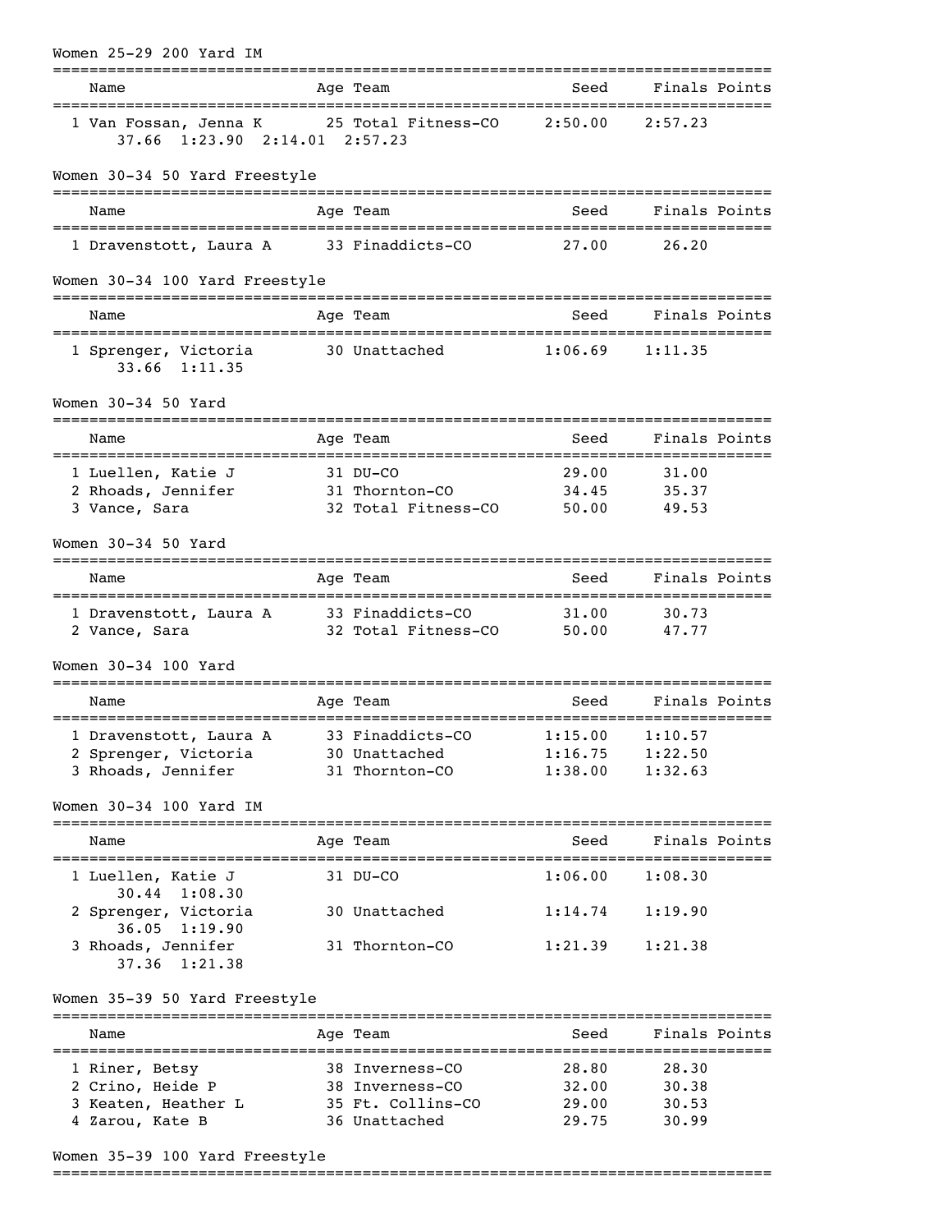## Women 25-29 200 Yard IM

| Name | Age | Team | Seed | Finals | Points |
|---|---|---|---|---|---|
| 1 Van Fossan, Jenna K | 25 | Total Fitness-CO | 2:50.00 | 2:57.23 | |
| 37.66  1:23.90  2:14.01  2:57.23 | | | | | |

## Women 30-34 50 Yard Freestyle

| Name | Age | Team | Seed | Finals | Points |
|---|---|---|---|---|---|
| 1 Dravenstott, Laura A | 33 | Finaddicts-CO | 27.00 | 26.20 | |

## Women 30-34 100 Yard Freestyle

| Name | Age | Team | Seed | Finals | Points |
|---|---|---|---|---|---|
| 1 Sprenger, Victoria | 30 | Unattached | 1:06.69 | 1:11.35 | |
| 33.66  1:11.35 | | | | | |

## Women 30-34 50 Yard

| Name | Age | Team | Seed | Finals | Points |
|---|---|---|---|---|---|
| 1 Luellen, Katie J | 31 | DU-CO | 29.00 | 31.00 | |
| 2 Rhoads, Jennifer | 31 | Thornton-CO | 34.45 | 35.37 | |
| 3 Vance, Sara | 32 | Total Fitness-CO | 50.00 | 49.53 | |

## Women 30-34 50 Yard

| Name | Age | Team | Seed | Finals | Points |
|---|---|---|---|---|---|
| 1 Dravenstott, Laura A | 33 | Finaddicts-CO | 31.00 | 30.73 | |
| 2 Vance, Sara | 32 | Total Fitness-CO | 50.00 | 47.77 | |

## Women 30-34 100 Yard

| Name | Age | Team | Seed | Finals | Points |
|---|---|---|---|---|---|
| 1 Dravenstott, Laura A | 33 | Finaddicts-CO | 1:15.00 | 1:10.57 | |
| 2 Sprenger, Victoria | 30 | Unattached | 1:16.75 | 1:22.50 | |
| 3 Rhoads, Jennifer | 31 | Thornton-CO | 1:38.00 | 1:32.63 | |

## Women 30-34 100 Yard IM

| Name | Age | Team | Seed | Finals | Points |
|---|---|---|---|---|---|
| 1 Luellen, Katie J | 31 | DU-CO | 1:06.00 | 1:08.30 | |
| 30.44  1:08.30 | | | | | |
| 2 Sprenger, Victoria | 30 | Unattached | 1:14.74 | 1:19.90 | |
| 36.05  1:19.90 | | | | | |
| 3 Rhoads, Jennifer | 31 | Thornton-CO | 1:21.39 | 1:21.38 | |
| 37.36  1:21.38 | | | | | |

## Women 35-39 50 Yard Freestyle

| Name | Age | Team | Seed | Finals | Points |
|---|---|---|---|---|---|
| 1 Riner, Betsy | 38 | Inverness-CO | 28.80 | 28.30 | |
| 2 Crino, Heide P | 38 | Inverness-CO | 32.00 | 30.38 | |
| 3 Keaten, Heather L | 35 | Ft. Collins-CO | 29.00 | 30.53 | |
| 4 Zarou, Kate B | 36 | Unattached | 29.75 | 30.99 | |

## Women 35-39 100 Yard Freestyle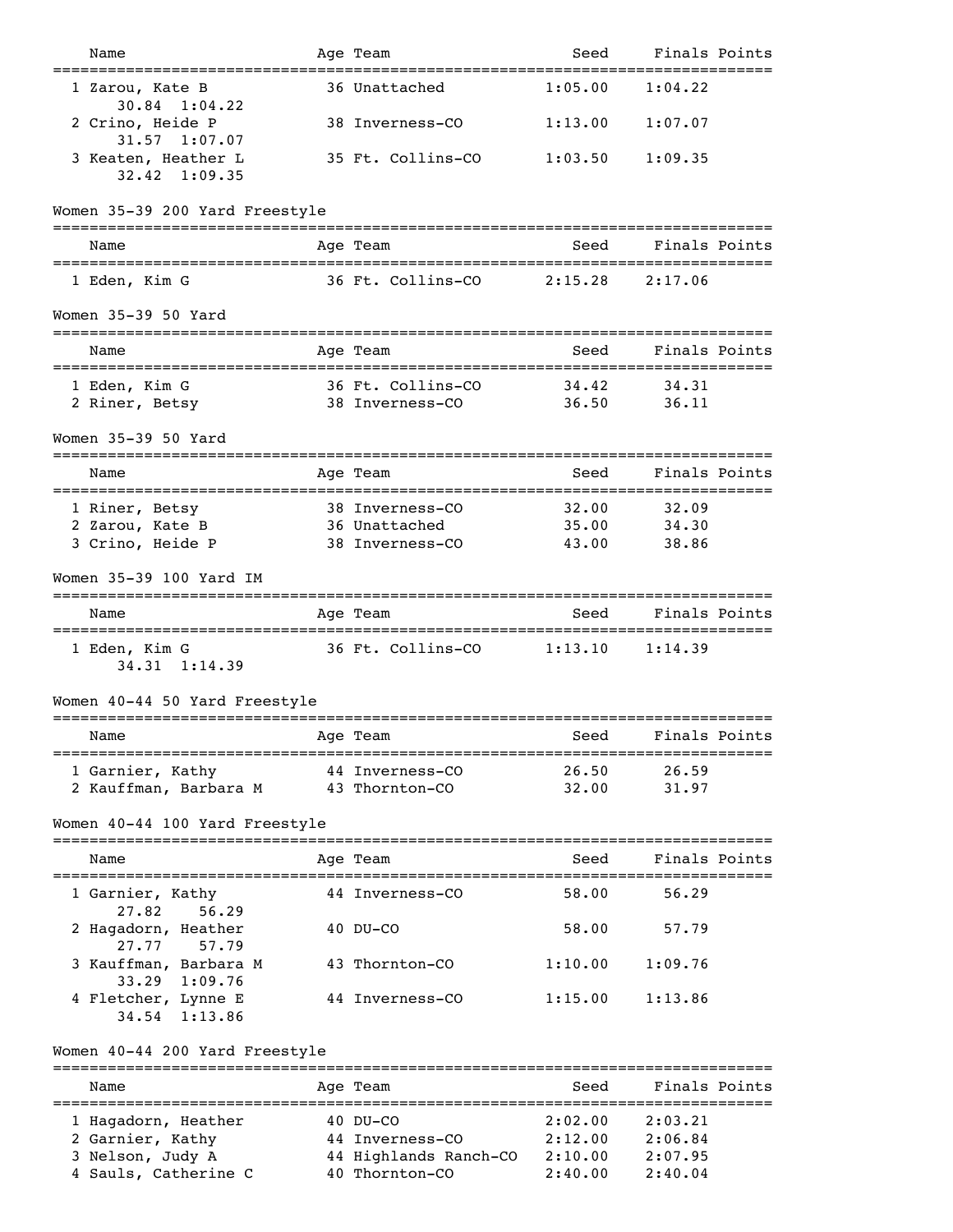| Name | Age | Team | Seed | Finals | Points |
|---|---|---|---|---|---|
| 1 Zarou, Kate B | 36 | Unattached | 1:05.00 | 1:04.22 | |
| 30.84 1:04.22 | | | | | |
| 2 Crino, Heide P | 38 | Inverness-CO | 1:13.00 | 1:07.07 | |
| 31.57 1:07.07 | | | | | |
| 3 Keaten, Heather L | 35 | Ft. Collins-CO | 1:03.50 | 1:09.35 | |
| 32.42 1:09.35 | | | | | |

Women 35-39 200 Yard Freestyle

| Name | Age | Team | Seed | Finals | Points |
|---|---|---|---|---|---|
| 1 Eden, Kim G | 36 | Ft. Collins-CO | 2:15.28 | 2:17.06 | |

Women 35-39 50 Yard

| Name | Age | Team | Seed | Finals | Points |
|---|---|---|---|---|---|
| 1 Eden, Kim G | 36 | Ft. Collins-CO | 34.42 | 34.31 | |
| 2 Riner, Betsy | 38 | Inverness-CO | 36.50 | 36.11 | |

Women 35-39 50 Yard

| Name | Age | Team | Seed | Finals | Points |
|---|---|---|---|---|---|
| 1 Riner, Betsy | 38 | Inverness-CO | 32.00 | 32.09 | |
| 2 Zarou, Kate B | 36 | Unattached | 35.00 | 34.30 | |
| 3 Crino, Heide P | 38 | Inverness-CO | 43.00 | 38.86 | |

Women 35-39 100 Yard IM

| Name | Age | Team | Seed | Finals | Points |
|---|---|---|---|---|---|
| 1 Eden, Kim G | 36 | Ft. Collins-CO | 1:13.10 | 1:14.39 | |
| 34.31 1:14.39 | | | | | |

Women 40-44 50 Yard Freestyle

| Name | Age | Team | Seed | Finals | Points |
|---|---|---|---|---|---|
| 1 Garnier, Kathy | 44 | Inverness-CO | 26.50 | 26.59 | |
| 2 Kauffman, Barbara M | 43 | Thornton-CO | 32.00 | 31.97 | |

Women 40-44 100 Yard Freestyle

| Name | Age | Team | Seed | Finals | Points |
|---|---|---|---|---|---|
| 1 Garnier, Kathy | 44 | Inverness-CO | 58.00 | 56.29 | |
| 27.82 56.29 | | | | | |
| 2 Hagadorn, Heather | 40 | DU-CO | 58.00 | 57.79 | |
| 27.77 57.79 | | | | | |
| 3 Kauffman, Barbara M | 43 | Thornton-CO | 1:10.00 | 1:09.76 | |
| 33.29 1:09.76 | | | | | |
| 4 Fletcher, Lynne E | 44 | Inverness-CO | 1:15.00 | 1:13.86 | |
| 34.54 1:13.86 | | | | | |

Women 40-44 200 Yard Freestyle

| Name | Age | Team | Seed | Finals | Points |
|---|---|---|---|---|---|
| 1 Hagadorn, Heather | 40 | DU-CO | 2:02.00 | 2:03.21 | |
| 2 Garnier, Kathy | 44 | Inverness-CO | 2:12.00 | 2:06.84 | |
| 3 Nelson, Judy A | 44 | Highlands Ranch-CO | 2:10.00 | 2:07.95 | |
| 4 Sauls, Catherine C | 40 | Thornton-CO | 2:40.00 | 2:40.04 | |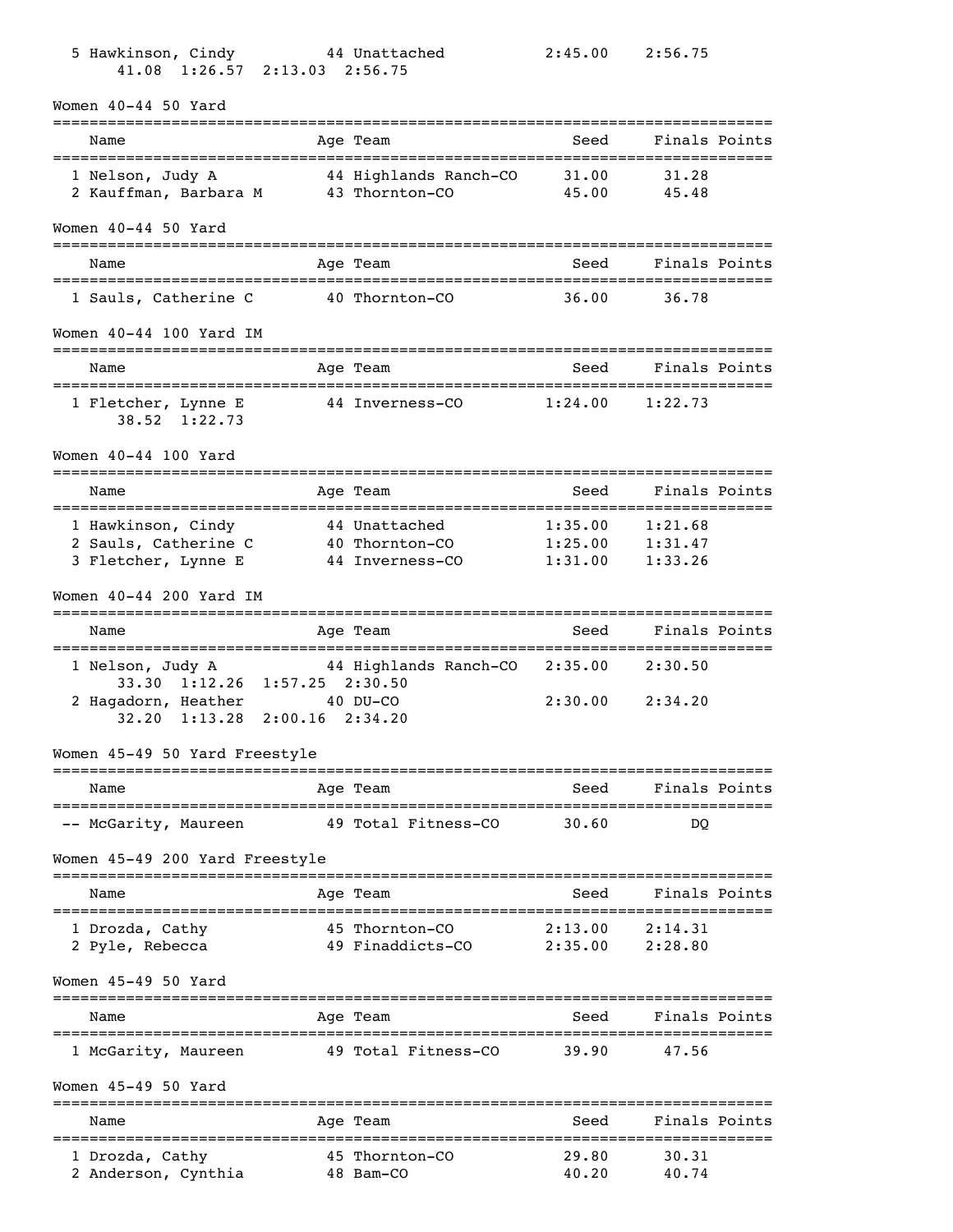| Place | Name | Age | Team | Seed | Finals | Points |
|---|---|---|---|---|---|---|
| 5 | Hawkinson, Cindy | 44 | Unattached | 2:45.00 | 2:56.75 | |
| | 41.08 1:26.57 2:13.03 2:56.75 | | | | | |

### Women 40-44 50 Yard

| Place | Name | Age | Team | Seed | Finals | Points |
|---|---|---|---|---|---|---|
| 1 | Nelson, Judy A | 44 | Highlands Ranch-CO | 31.00 | 31.28 | |
| 2 | Kauffman, Barbara M | 43 | Thornton-CO | 45.00 | 45.48 | |

### Women 40-44 50 Yard

| Place | Name | Age | Team | Seed | Finals | Points |
|---|---|---|---|---|---|---|
| 1 | Sauls, Catherine C | 40 | Thornton-CO | 36.00 | 36.78 | |

### Women 40-44 100 Yard IM

| Place | Name | Age | Team | Seed | Finals | Points |
|---|---|---|---|---|---|---|
| 1 | Fletcher, Lynne E | 44 | Inverness-CO | 1:24.00 | 1:22.73 | |
| | 38.52 1:22.73 | | | | | |

### Women 40-44 100 Yard

| Place | Name | Age | Team | Seed | Finals | Points |
|---|---|---|---|---|---|---|
| 1 | Hawkinson, Cindy | 44 | Unattached | 1:35.00 | 1:21.68 | |
| 2 | Sauls, Catherine C | 40 | Thornton-CO | 1:25.00 | 1:31.47 | |
| 3 | Fletcher, Lynne E | 44 | Inverness-CO | 1:31.00 | 1:33.26 | |

### Women 40-44 200 Yard IM

| Place | Name | Age | Team | Seed | Finals | Points |
|---|---|---|---|---|---|---|
| 1 | Nelson, Judy A | 44 | Highlands Ranch-CO | 2:35.00 | 2:30.50 | |
| | 33.30 1:12.26 1:57.25 2:30.50 | | | | | |
| 2 | Hagadorn, Heather | 40 | DU-CO | 2:30.00 | 2:34.20 | |
| | 32.20 1:13.28 2:00.16 2:34.20 | | | | | |

### Women 45-49 50 Yard Freestyle

| Place | Name | Age | Team | Seed | Finals | Points |
|---|---|---|---|---|---|---|
| -- | McGarity, Maureen | 49 | Total Fitness-CO | 30.60 | DQ | |

### Women 45-49 200 Yard Freestyle

| Place | Name | Age | Team | Seed | Finals | Points |
|---|---|---|---|---|---|---|
| 1 | Drozda, Cathy | 45 | Thornton-CO | 2:13.00 | 2:14.31 | |
| 2 | Pyle, Rebecca | 49 | Finaddicts-CO | 2:35.00 | 2:28.80 | |

### Women 45-49 50 Yard

| Place | Name | Age | Team | Seed | Finals | Points |
|---|---|---|---|---|---|---|
| 1 | McGarity, Maureen | 49 | Total Fitness-CO | 39.90 | 47.56 | |

### Women 45-49 50 Yard

| Place | Name | Age | Team | Seed | Finals | Points |
|---|---|---|---|---|---|---|
| 1 | Drozda, Cathy | 45 | Thornton-CO | 29.80 | 30.31 | |
| 2 | Anderson, Cynthia | 48 | Bam-CO | 40.20 | 40.74 | |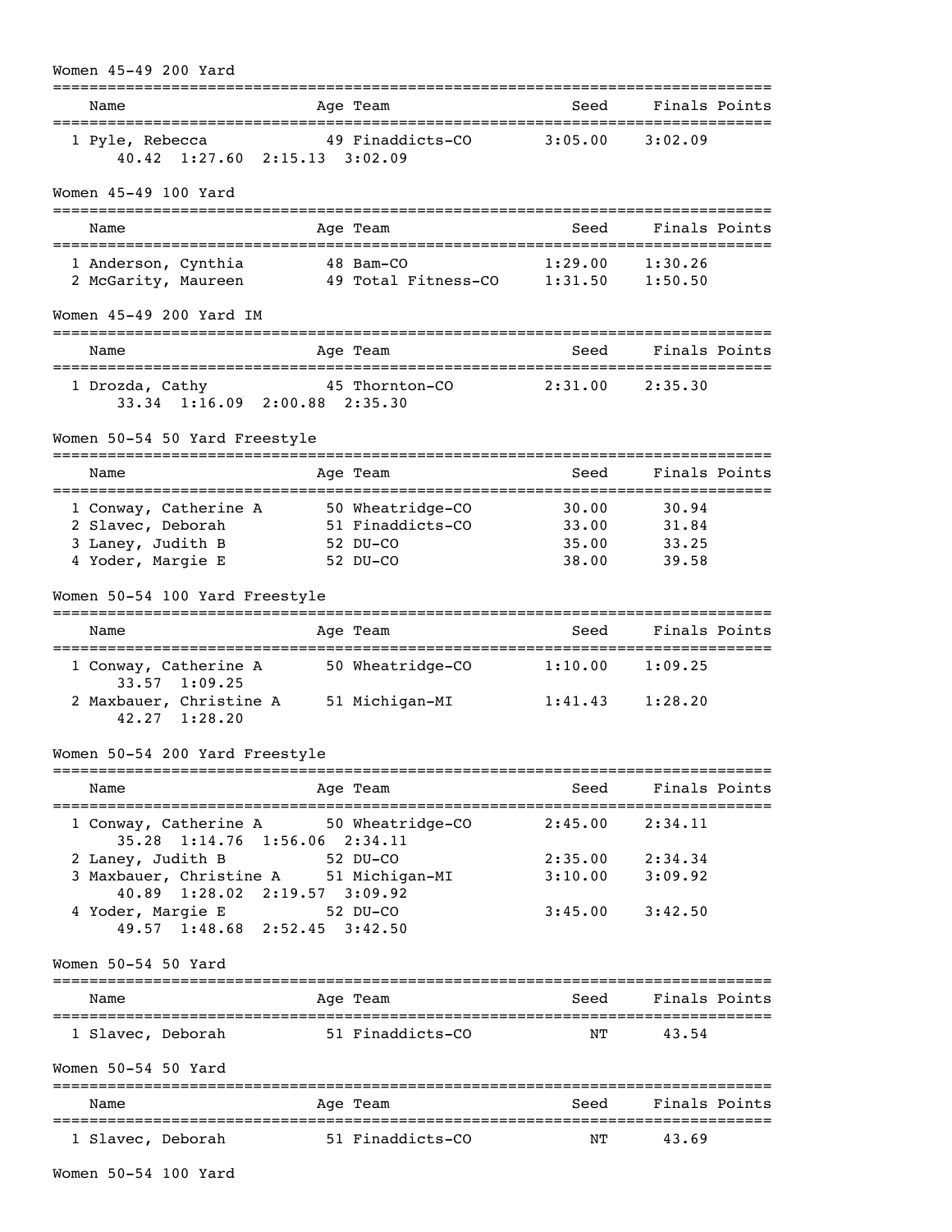## Women 45-49 200 Yard

| Name | Age | Team | Seed | Finals | Points |
|---|---|---|---|---|---|
| 1 Pyle, Rebecca | 49 | Finaddicts-CO | 3:05.00 | 3:02.09 | |
| 40.42 1:27.60 2:15.13 3:02.09 | | | | | |

## Women 45-49 100 Yard

| Name | Age | Team | Seed | Finals | Points |
|---|---|---|---|---|---|
| 1 Anderson, Cynthia | 48 | Bam-CO | 1:29.00 | 1:30.26 | |
| 2 McGarity, Maureen | 49 | Total Fitness-CO | 1:31.50 | 1:50.50 | |

## Women 45-49 200 Yard IM

| Name | Age | Team | Seed | Finals | Points |
|---|---|---|---|---|---|
| 1 Drozda, Cathy | 45 | Thornton-CO | 2:31.00 | 2:35.30 | |
| 33.34 1:16.09 2:00.88 2:35.30 | | | | | |

## Women 50-54 50 Yard Freestyle

| Name | Age | Team | Seed | Finals | Points |
|---|---|---|---|---|---|
| 1 Conway, Catherine A | 50 | Wheatridge-CO | 30.00 | 30.94 | |
| 2 Slavec, Deborah | 51 | Finaddicts-CO | 33.00 | 31.84 | |
| 3 Laney, Judith B | 52 | DU-CO | 35.00 | 33.25 | |
| 4 Yoder, Margie E | 52 | DU-CO | 38.00 | 39.58 | |

## Women 50-54 100 Yard Freestyle

| Name | Age | Team | Seed | Finals | Points |
|---|---|---|---|---|---|
| 1 Conway, Catherine A | 50 | Wheatridge-CO | 1:10.00 | 1:09.25 | |
| 33.57 1:09.25 | | | | | |
| 2 Maxbauer, Christine A | 51 | Michigan-MI | 1:41.43 | 1:28.20 | |
| 42.27 1:28.20 | | | | | |

## Women 50-54 200 Yard Freestyle

| Name | Age | Team | Seed | Finals | Points |
|---|---|---|---|---|---|
| 1 Conway, Catherine A | 50 | Wheatridge-CO | 2:45.00 | 2:34.11 | |
| 35.28 1:14.76 1:56.06 2:34.11 | | | | | |
| 2 Laney, Judith B | 52 | DU-CO | 2:35.00 | 2:34.34 | |
| 3 Maxbauer, Christine A | 51 | Michigan-MI | 3:10.00 | 3:09.92 | |
| 40.89 1:28.02 2:19.57 3:09.92 | | | | | |
| 4 Yoder, Margie E | 52 | DU-CO | 3:45.00 | 3:42.50 | |
| 49.57 1:48.68 2:52.45 3:42.50 | | | | | |

## Women 50-54 50 Yard

| Name | Age | Team | Seed | Finals | Points |
|---|---|---|---|---|---|
| 1 Slavec, Deborah | 51 | Finaddicts-CO | NT | 43.54 | |

## Women 50-54 50 Yard

| Name | Age | Team | Seed | Finals | Points |
|---|---|---|---|---|---|
| 1 Slavec, Deborah | 51 | Finaddicts-CO | NT | 43.69 | |

## Women 50-54 100 Yard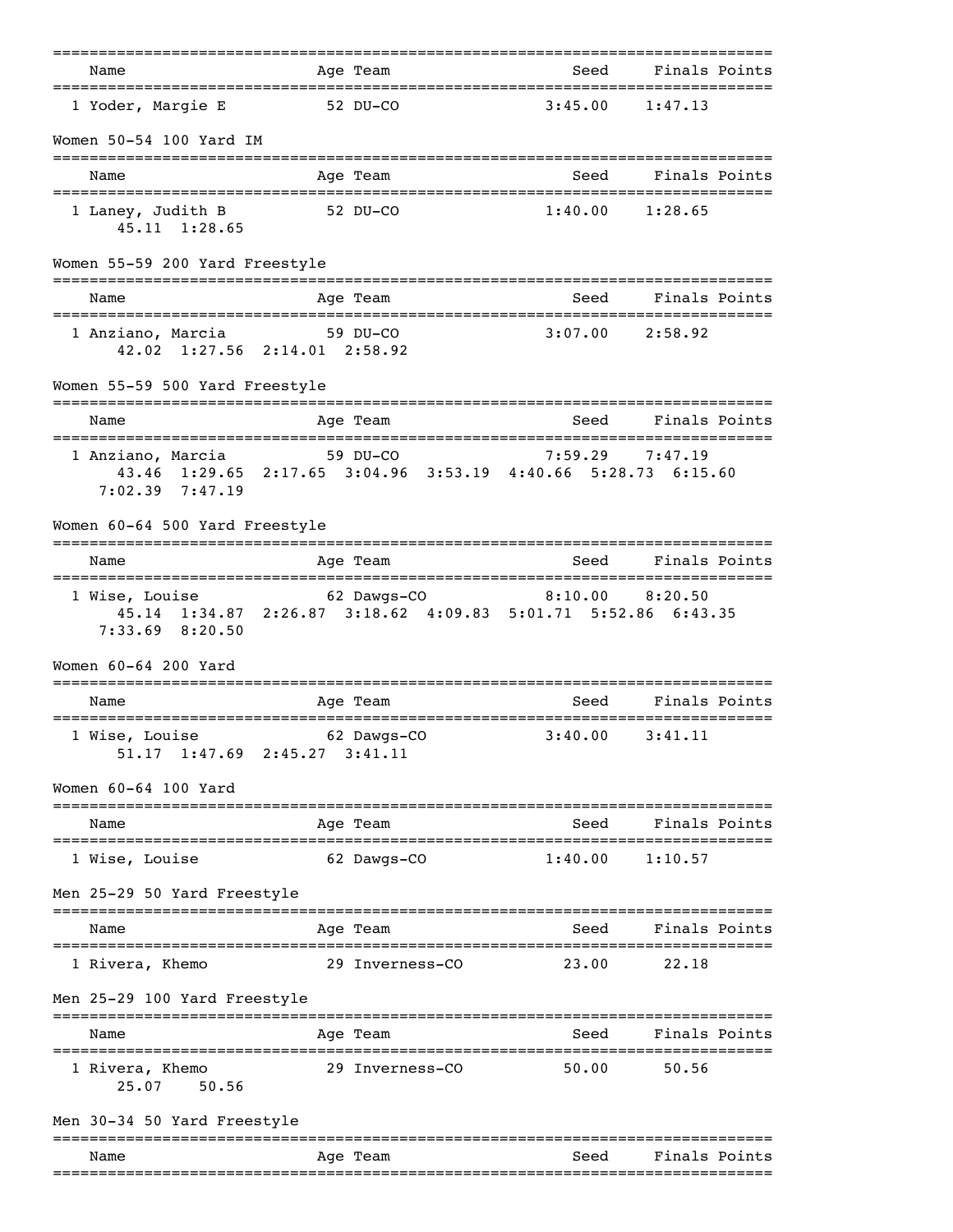| Name | Age | Team | Seed | Finals | Points |
|---|---|---|---|---|---|
| 1 Yoder, Margie E | 52 | DU-CO | 3:45.00 | 1:47.13 | |

## Women 50-54 100 Yard IM

| Name | Age | Team | Seed | Finals | Points |
|---|---|---|---|---|---|
| 1 Laney, Judith B | 52 | DU-CO | 1:40.00 | 1:28.65 | |

45.11 1:28.65

## Women 55-59 200 Yard Freestyle

| Name | Age | Team | Seed | Finals | Points |
|---|---|---|---|---|---|
| 1 Anziano, Marcia | 59 | DU-CO | 3:07.00 | 2:58.92 | |

42.02 1:27.56 2:14.01 2:58.92

## Women 55-59 500 Yard Freestyle

| Name | Age | Team | Seed | Finals | Points |
|---|---|---|---|---|---|
| 1 Anziano, Marcia | 59 | DU-CO | 7:59.29 | 7:47.19 | |

43.46 1:29.65 2:17.65 3:04.96 3:53.19 4:40.66 5:28.73 6:15.60 7:02.39 7:47.19

## Women 60-64 500 Yard Freestyle

| Name | Age | Team | Seed | Finals | Points |
|---|---|---|---|---|---|
| 1 Wise, Louise | 62 | Dawgs-CO | 8:10.00 | 8:20.50 | |

45.14 1:34.87 2:26.87 3:18.62 4:09.83 5:01.71 5:52.86 6:43.35 7:33.69 8:20.50

## Women 60-64 200 Yard

| Name | Age | Team | Seed | Finals | Points |
|---|---|---|---|---|---|
| 1 Wise, Louise | 62 | Dawgs-CO | 3:40.00 | 3:41.11 | |

51.17 1:47.69 2:45.27 3:41.11

## Women 60-64 100 Yard

| Name | Age | Team | Seed | Finals | Points |
|---|---|---|---|---|---|
| 1 Wise, Louise | 62 | Dawgs-CO | 1:40.00 | 1:10.57 | |

## Men 25-29 50 Yard Freestyle

| Name | Age | Team | Seed | Finals | Points |
|---|---|---|---|---|---|
| 1 Rivera, Khemo | 29 | Inverness-CO | 23.00 | 22.18 | |

## Men 25-29 100 Yard Freestyle

| Name | Age | Team | Seed | Finals | Points |
|---|---|---|---|---|---|
| 1 Rivera, Khemo | 29 | Inverness-CO | 50.00 | 50.56 | |

25.07 50.56

## Men 30-34 50 Yard Freestyle

| Name | Age | Team | Seed | Finals | Points |
|---|---|---|---|---|---|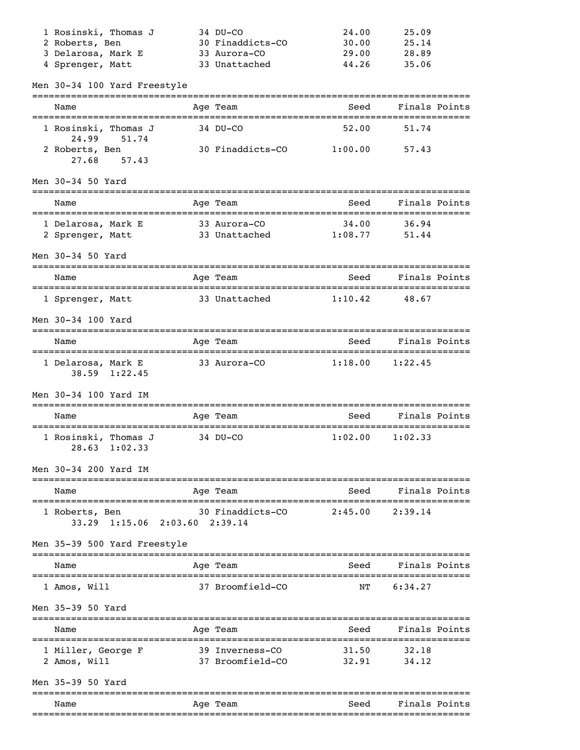| Name | Age | Team | Seed | Finals | Points |
|---|---|---|---|---|---|
| 1 Rosinski, Thomas J | 34 | DU-CO | 24.00 | 25.09 | |
| 2 Roberts, Ben | 30 | Finaddicts-CO | 30.00 | 25.14 | |
| 3 Delarosa, Mark E | 33 | Aurora-CO | 29.00 | 28.89 | |
| 4 Sprenger, Matt | 33 | Unattached | 44.26 | 35.06 | |

### Men 30-34 100 Yard Freestyle

| Name | Age | Team | Seed | Finals | Points |
|---|---|---|---|---|---|
| 1 Rosinski, Thomas J | 34 | DU-CO | 52.00 | 51.74 | |
| 24.99 51.74 | | | | | |
| 2 Roberts, Ben | 30 | Finaddicts-CO | 1:00.00 | 57.43 | |
| 27.68 57.43 | | | | | |

### Men 30-34 50 Yard

| Name | Age | Team | Seed | Finals | Points |
|---|---|---|---|---|---|
| 1 Delarosa, Mark E | 33 | Aurora-CO | 34.00 | 36.94 | |
| 2 Sprenger, Matt | 33 | Unattached | 1:08.77 | 51.44 | |

### Men 30-34 50 Yard

| Name | Age | Team | Seed | Finals | Points |
|---|---|---|---|---|---|
| 1 Sprenger, Matt | 33 | Unattached | 1:10.42 | 48.67 | |

### Men 30-34 100 Yard

| Name | Age | Team | Seed | Finals | Points |
|---|---|---|---|---|---|
| 1 Delarosa, Mark E | 33 | Aurora-CO | 1:18.00 | 1:22.45 | |
| 38.59 1:22.45 | | | | | |

### Men 30-34 100 Yard IM

| Name | Age | Team | Seed | Finals | Points |
|---|---|---|---|---|---|
| 1 Rosinski, Thomas J | 34 | DU-CO | 1:02.00 | 1:02.33 | |
| 28.63 1:02.33 | | | | | |

### Men 30-34 200 Yard IM

| Name | Age | Team | Seed | Finals | Points |
|---|---|---|---|---|---|
| 1 Roberts, Ben | 30 | Finaddicts-CO | 2:45.00 | 2:39.14 | |
| 33.29 1:15.06 2:03.60 2:39.14 | | | | | |

### Men 35-39 500 Yard Freestyle

| Name | Age | Team | Seed | Finals | Points |
|---|---|---|---|---|---|
| 1 Amos, Will | 37 | Broomfield-CO | NT | 6:34.27 | |

### Men 35-39 50 Yard

| Name | Age | Team | Seed | Finals | Points |
|---|---|---|---|---|---|
| 1 Miller, George F | 39 | Inverness-CO | 31.50 | 32.18 | |
| 2 Amos, Will | 37 | Broomfield-CO | 32.91 | 34.12 | |

### Men 35-39 50 Yard

| Name | Age | Team | Seed | Finals | Points |
|---|---|---|---|---|---|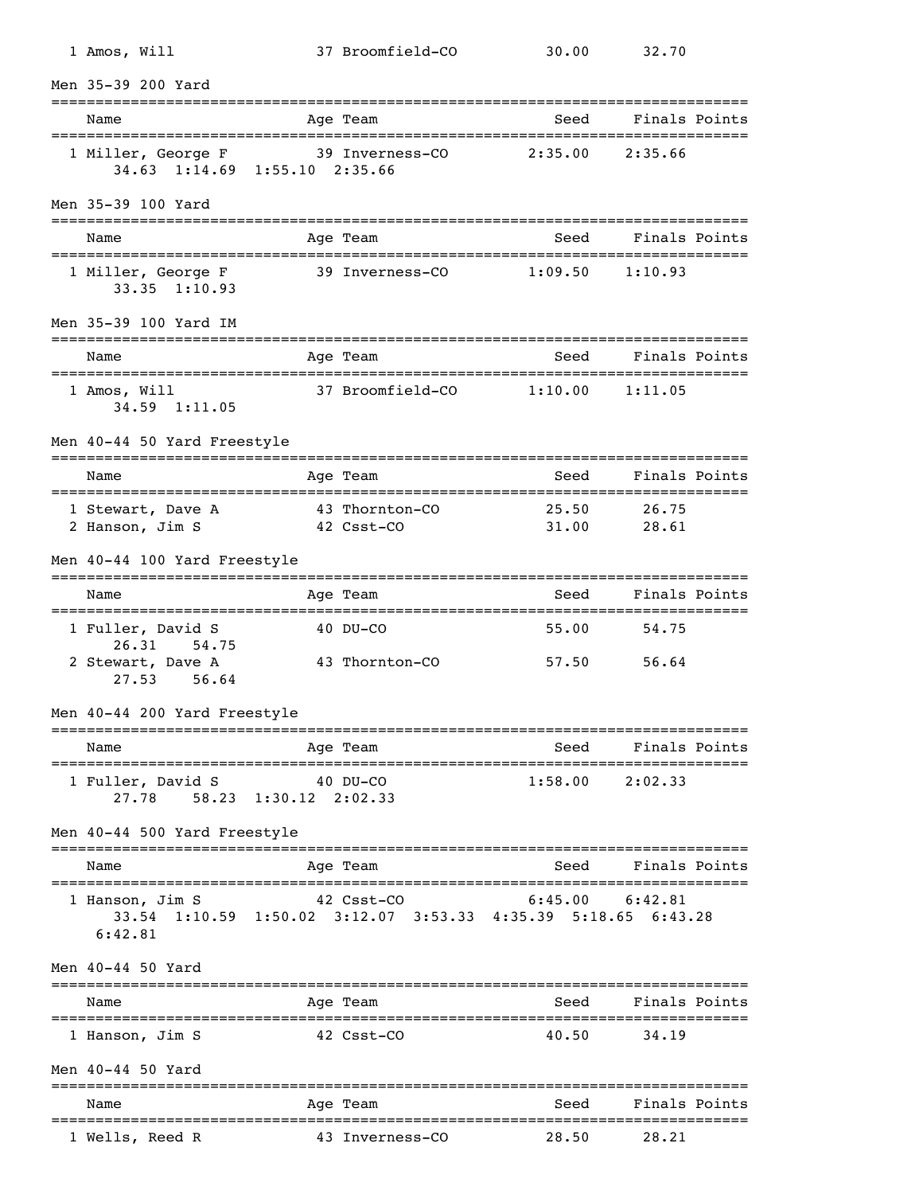| Name | Age | Team | Seed | Finals | Points |
|---|---|---|---|---|---|
| 1 Amos, Will | 37 | Broomfield-CO | 30.00 | 32.70 | |

### Men 35-39 200 Yard

| Name | Age | Team | Seed | Finals | Points |
|---|---|---|---|---|---|
| 1 Miller, George F | 39 | Inverness-CO | 2:35.00 | 2:35.66 | |
| 34.63 1:14.69 1:55.10 2:35.66 | | | | | |

### Men 35-39 100 Yard

| Name | Age | Team | Seed | Finals | Points |
|---|---|---|---|---|---|
| 1 Miller, George F | 39 | Inverness-CO | 1:09.50 | 1:10.93 | |
| 33.35 1:10.93 | | | | | |

### Men 35-39 100 Yard IM

| Name | Age | Team | Seed | Finals | Points |
|---|---|---|---|---|---|
| 1 Amos, Will | 37 | Broomfield-CO | 1:10.00 | 1:11.05 | |
| 34.59 1:11.05 | | | | | |

### Men 40-44 50 Yard Freestyle

| Name | Age | Team | Seed | Finals | Points |
|---|---|---|---|---|---|
| 1 Stewart, Dave A | 43 | Thornton-CO | 25.50 | 26.75 | |
| 2 Hanson, Jim S | 42 | Csst-CO | 31.00 | 28.61 | |

### Men 40-44 100 Yard Freestyle

| Name | Age | Team | Seed | Finals | Points |
|---|---|---|---|---|---|
| 1 Fuller, David S | 40 | DU-CO | 55.00 | 54.75 | |
| 26.31 54.75 | | | | | |
| 2 Stewart, Dave A | 43 | Thornton-CO | 57.50 | 56.64 | |
| 27.53 56.64 | | | | | |

### Men 40-44 200 Yard Freestyle

| Name | Age | Team | Seed | Finals | Points |
|---|---|---|---|---|---|
| 1 Fuller, David S | 40 | DU-CO | 1:58.00 | 2:02.33 | |
| 27.78 58.23 1:30.12 2:02.33 | | | | | |

### Men 40-44 500 Yard Freestyle

| Name | Age | Team | Seed | Finals | Points |
|---|---|---|---|---|---|
| 1 Hanson, Jim S | 42 | Csst-CO | 6:45.00 | 6:42.81 | |
| 33.54 1:10.59 1:50.02 3:12.07 3:53.33 4:35.39 5:18.65 6:43.28 6:42.81 | | | | | |

### Men 40-44 50 Yard

| Name | Age | Team | Seed | Finals | Points |
|---|---|---|---|---|---|
| 1 Hanson, Jim S | 42 | Csst-CO | 40.50 | 34.19 | |

### Men 40-44 50 Yard

| Name | Age | Team | Seed | Finals | Points |
|---|---|---|---|---|---|
| 1 Wells, Reed R | 43 | Inverness-CO | 28.50 | 28.21 | |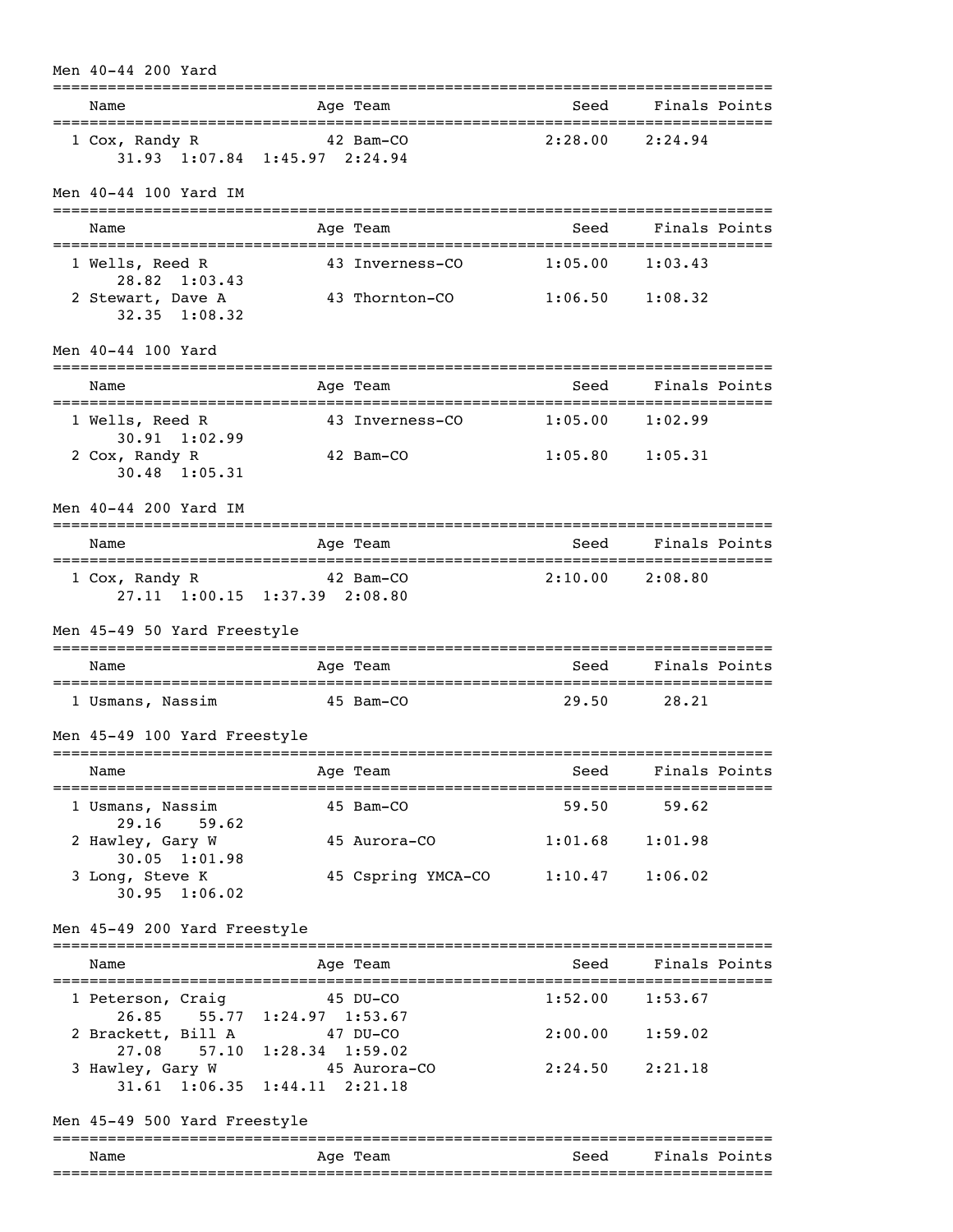## Men 40-44 200 Yard

| Name | Age | Team | Seed | Finals | Points |
|---|---|---|---|---|---|
| 1 Cox, Randy R | 42 | Bam-CO | 2:28.00 | 2:24.94 | |
| 31.93 1:07.84 1:45.97 2:24.94 | | | | | |

## Men 40-44 100 Yard IM

| Name | Age | Team | Seed | Finals | Points |
|---|---|---|---|---|---|
| 1 Wells, Reed R | 43 | Inverness-CO | 1:05.00 | 1:03.43 | |
| 28.82 1:03.43 | | | | | |
| 2 Stewart, Dave A | 43 | Thornton-CO | 1:06.50 | 1:08.32 | |
| 32.35 1:08.32 | | | | | |

## Men 40-44 100 Yard

| Name | Age | Team | Seed | Finals | Points |
|---|---|---|---|---|---|
| 1 Wells, Reed R | 43 | Inverness-CO | 1:05.00 | 1:02.99 | |
| 30.91 1:02.99 | | | | | |
| 2 Cox, Randy R | 42 | Bam-CO | 1:05.80 | 1:05.31 | |
| 30.48 1:05.31 | | | | | |

## Men 40-44 200 Yard IM

| Name | Age | Team | Seed | Finals | Points |
|---|---|---|---|---|---|
| 1 Cox, Randy R | 42 | Bam-CO | 2:10.00 | 2:08.80 | |
| 27.11 1:00.15 1:37.39 2:08.80 | | | | | |

## Men 45-49 50 Yard Freestyle

| Name | Age | Team | Seed | Finals | Points |
|---|---|---|---|---|---|
| 1 Usmans, Nassim | 45 | Bam-CO | 29.50 | 28.21 | |

## Men 45-49 100 Yard Freestyle

| Name | Age | Team | Seed | Finals | Points |
|---|---|---|---|---|---|
| 1 Usmans, Nassim | 45 | Bam-CO | 59.50 | 59.62 | |
| 29.16 59.62 | | | | | |
| 2 Hawley, Gary W | 45 | Aurora-CO | 1:01.68 | 1:01.98 | |
| 30.05 1:01.98 | | | | | |
| 3 Long, Steve K | 45 | Cspring YMCA-CO | 1:10.47 | 1:06.02 | |
| 30.95 1:06.02 | | | | | |

## Men 45-49 200 Yard Freestyle

| Name | Age | Team | Seed | Finals | Points |
|---|---|---|---|---|---|
| 1 Peterson, Craig | 45 | DU-CO | 1:52.00 | 1:53.67 | |
| 26.85 55.77 1:24.97 1:53.67 | | | | | |
| 2 Brackett, Bill A | 47 | DU-CO | 2:00.00 | 1:59.02 | |
| 27.08 57.10 1:28.34 1:59.02 | | | | | |
| 3 Hawley, Gary W | 45 | Aurora-CO | 2:24.50 | 2:21.18 | |
| 31.61 1:06.35 1:44.11 2:21.18 | | | | | |

## Men 45-49 500 Yard Freestyle

| Name | Age | Team | Seed | Finals | Points |
|---|---|---|---|---|---|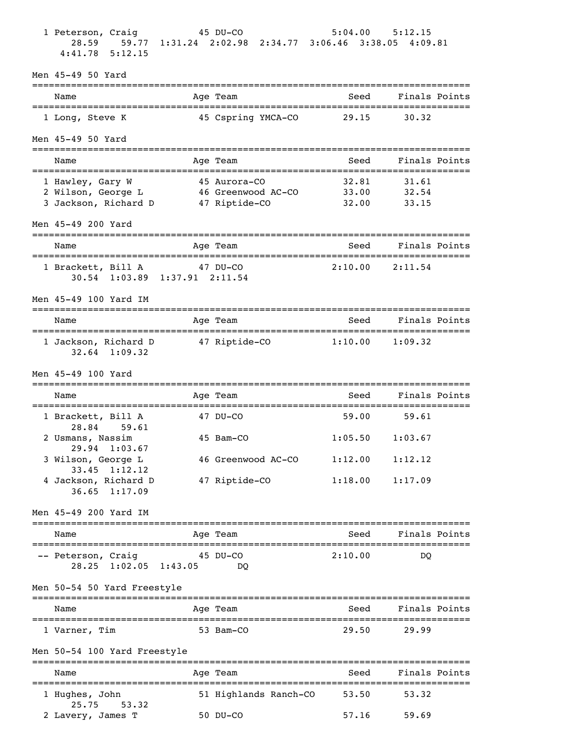1 Peterson, Craig 45 DU-CO 5:04.00 5:12.15
28.59 59.77 1:31.24 2:02.98 2:34.77 3:06.46 3:38.05 4:09.81
4:41.78 5:12.15

## Men 45-49 50 Yard

| | Name | Age | Team | Seed | Finals | Points |
|---|---|---|---|---|---|---|
| 1 | Long, Steve K | 45 | Cspring YMCA-CO | 29.15 | 30.32 | |

## Men 45-49 50 Yard

| | Name | Age | Team | Seed | Finals | Points |
|---|---|---|---|---|---|---|
| 1 | Hawley, Gary W | 45 | Aurora-CO | 32.81 | 31.61 | |
| 2 | Wilson, George L | 46 | Greenwood AC-CO | 33.00 | 32.54 | |
| 3 | Jackson, Richard D | 47 | Riptide-CO | 32.00 | 33.15 | |

## Men 45-49 200 Yard

| | Name | Age | Team | Seed | Finals | Points |
|---|---|---|---|---|---|---|
| 1 | Brackett, Bill A | 47 | DU-CO | 2:10.00 | 2:11.54 | |
| | 30.54 1:03.89 1:37.91 2:11.54 | | | | | |

## Men 45-49 100 Yard IM

| | Name | Age | Team | Seed | Finals | Points |
|---|---|---|---|---|---|---|
| 1 | Jackson, Richard D | 47 | Riptide-CO | 1:10.00 | 1:09.32 | |
| | 32.64 1:09.32 | | | | | |

## Men 45-49 100 Yard

| | Name | Age | Team | Seed | Finals | Points |
|---|---|---|---|---|---|---|
| 1 | Brackett, Bill A | 47 | DU-CO | 59.00 | 59.61 | |
| | 28.84 59.61 | | | | | |
| 2 | Usmans, Nassim | 45 | Bam-CO | 1:05.50 | 1:03.67 | |
| | 29.94 1:03.67 | | | | | |
| 3 | Wilson, George L | 46 | Greenwood AC-CO | 1:12.00 | 1:12.12 | |
| | 33.45 1:12.12 | | | | | |
| 4 | Jackson, Richard D | 47 | Riptide-CO | 1:18.00 | 1:17.09 | |
| | 36.65 1:17.09 | | | | | |

## Men 45-49 200 Yard IM

| | Name | Age | Team | Seed | Finals | Points |
|---|---|---|---|---|---|---|
| -- | Peterson, Craig | 45 | DU-CO | 2:10.00 | DQ | |
| | 28.25 1:02.05 1:43.05 DQ | | | | | |

## Men 50-54 50 Yard Freestyle

| | Name | Age | Team | Seed | Finals | Points |
|---|---|---|---|---|---|---|
| 1 | Varner, Tim | 53 | Bam-CO | 29.50 | 29.99 | |

## Men 50-54 100 Yard Freestyle

| | Name | Age | Team | Seed | Finals | Points |
|---|---|---|---|---|---|---|
| 1 | Hughes, John | 51 | Highlands Ranch-CO | 53.50 | 53.32 | |
| | 25.75 53.32 | | | | | |
| 2 | Lavery, James T | 50 | DU-CO | 57.16 | 59.69 | |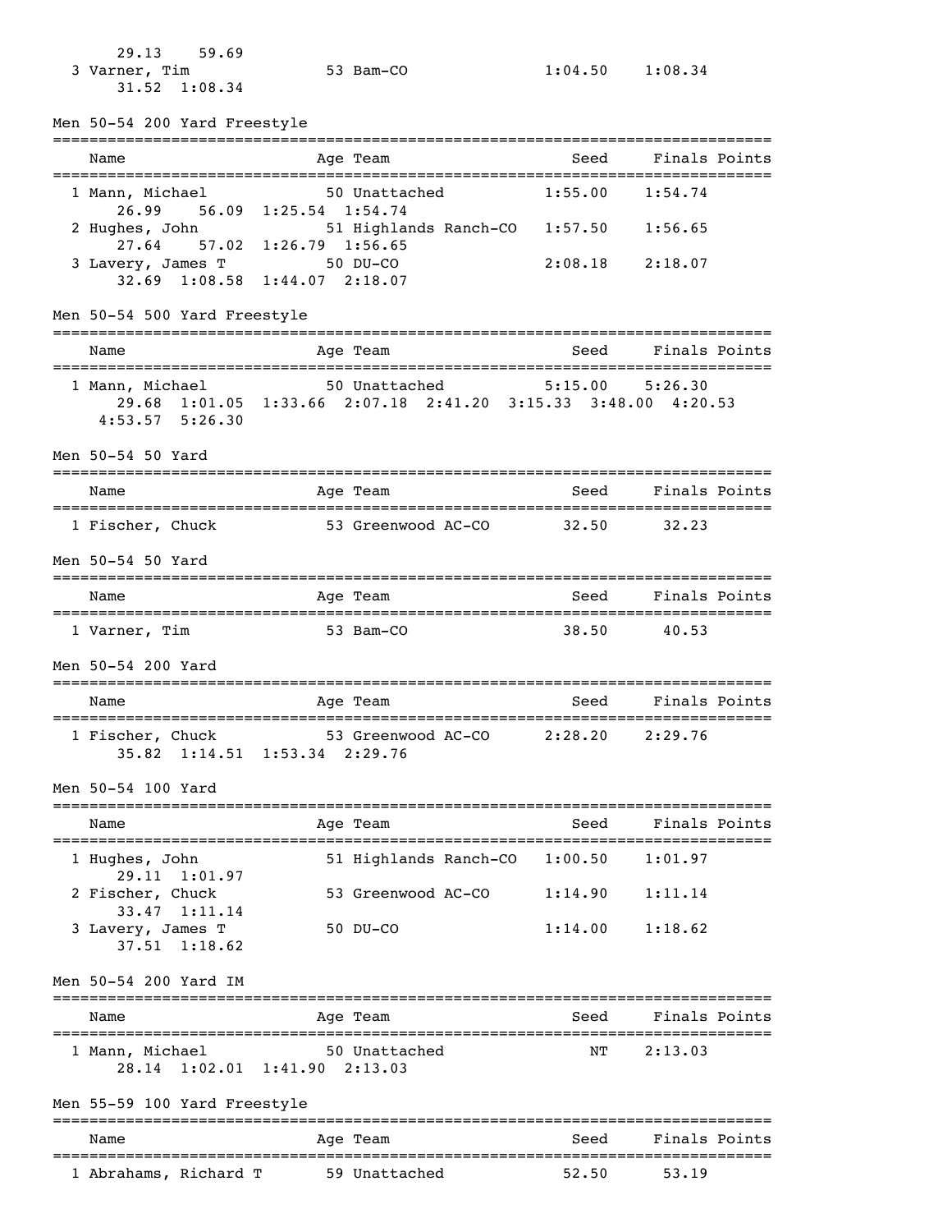29.13 59.69

| Place | Name | Age | Team | Seed | Finals | Points |
|---|---|---|---|---|---|---|
| 3 | Varner, Tim | 53 | Bam-CO | 1:04.50 | 1:08.34 | |
| | 31.52 1:08.34 | | | | | |

## Men 50-54 200 Yard Freestyle

| Place | Name | Age | Team | Seed | Finals | Points |
|---|---|---|---|---|---|---|
| 1 | Mann, Michael | 50 | Unattached | 1:55.00 | 1:54.74 | |
| | 26.99 56.09 1:25.54 1:54.74 | | | | | |
| 2 | Hughes, John | 51 | Highlands Ranch-CO | 1:57.50 | 1:56.65 | |
| | 27.64 57.02 1:26.79 1:56.65 | | | | | |
| 3 | Lavery, James T | 50 | DU-CO | 2:08.18 | 2:18.07 | |
| | 32.69 1:08.58 1:44.07 2:18.07 | | | | | |

## Men 50-54 500 Yard Freestyle

| Place | Name | Age | Team | Seed | Finals | Points |
|---|---|---|---|---|---|---|
| 1 | Mann, Michael | 50 | Unattached | 5:15.00 | 5:26.30 | |
| | 29.68 1:01.05 1:33.66 2:07.18 2:41.20 3:15.33 3:48.00 4:20.53 4:53.57 5:26.30 | | | | | |

## Men 50-54 50 Yard

| Place | Name | Age | Team | Seed | Finals | Points |
|---|---|---|---|---|---|---|
| 1 | Fischer, Chuck | 53 | Greenwood AC-CO | 32.50 | 32.23 | |

## Men 50-54 50 Yard

| Place | Name | Age | Team | Seed | Finals | Points |
|---|---|---|---|---|---|---|
| 1 | Varner, Tim | 53 | Bam-CO | 38.50 | 40.53 | |

## Men 50-54 200 Yard

| Place | Name | Age | Team | Seed | Finals | Points |
|---|---|---|---|---|---|---|
| 1 | Fischer, Chuck | 53 | Greenwood AC-CO | 2:28.20 | 2:29.76 | |
| | 35.82 1:14.51 1:53.34 2:29.76 | | | | | |

## Men 50-54 100 Yard

| Place | Name | Age | Team | Seed | Finals | Points |
|---|---|---|---|---|---|---|
| 1 | Hughes, John | 51 | Highlands Ranch-CO | 1:00.50 | 1:01.97 | |
| | 29.11 1:01.97 | | | | | |
| 2 | Fischer, Chuck | 53 | Greenwood AC-CO | 1:14.90 | 1:11.14 | |
| | 33.47 1:11.14 | | | | | |
| 3 | Lavery, James T | 50 | DU-CO | 1:14.00 | 1:18.62 | |
| | 37.51 1:18.62 | | | | | |

## Men 50-54 200 Yard IM

| Place | Name | Age | Team | Seed | Finals | Points |
|---|---|---|---|---|---|---|
| 1 | Mann, Michael | 50 | Unattached | NT | 2:13.03 | |
| | 28.14 1:02.01 1:41.90 2:13.03 | | | | | |

## Men 55-59 100 Yard Freestyle

| Place | Name | Age | Team | Seed | Finals | Points |
|---|---|---|---|---|---|---|
| 1 | Abrahams, Richard T | 59 | Unattached | 52.50 | 53.19 | |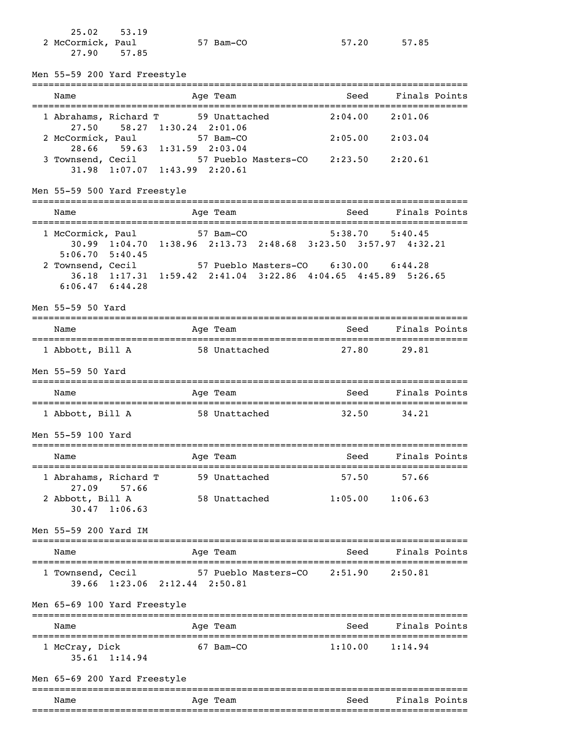25.02 53.19

| Name | Age | Team | Seed | Finals | Points |
|---|---|---|---|---|---|
| 2 McCormick, Paul | 57 | Bam-CO | 57.20 | 57.85 | |
| 27.90 57.85 | | | | | |

## Men 55-59 200 Yard Freestyle

| Name | Age | Team | Seed | Finals | Points |
|---|---|---|---|---|---|
| 1 Abrahams, Richard T | 59 | Unattached | 2:04.00 | 2:01.06 | |
| 27.50 58.27 1:30.24 2:01.06 | | | | | |
| 2 McCormick, Paul | 57 | Bam-CO | 2:05.00 | 2:03.04 | |
| 28.66 59.63 1:31.59 2:03.04 | | | | | |
| 3 Townsend, Cecil | 57 | Pueblo Masters-CO | 2:23.50 | 2:20.61 | |
| 31.98 1:07.07 1:43.99 2:20.61 | | | | | |

## Men 55-59 500 Yard Freestyle

| Name | Age | Team | Seed | Finals | Points |
|---|---|---|---|---|---|
| 1 McCormick, Paul | 57 | Bam-CO | 5:38.70 | 5:40.45 | |
| 30.99 1:04.70 1:38.96 2:13.73 2:48.68 3:23.50 3:57.97 4:32.21 5:06.70 5:40.45 | | | | | |
| 2 Townsend, Cecil | 57 | Pueblo Masters-CO | 6:30.00 | 6:44.28 | |
| 36.18 1:17.31 1:59.42 2:41.04 3:22.86 4:04.65 4:45.89 5:26.65 6:06.47 6:44.28 | | | | | |

## Men 55-59 50 Yard

| Name | Age | Team | Seed | Finals | Points |
|---|---|---|---|---|---|
| 1 Abbott, Bill A | 58 | Unattached | 27.80 | 29.81 | |

## Men 55-59 50 Yard

| Name | Age | Team | Seed | Finals | Points |
|---|---|---|---|---|---|
| 1 Abbott, Bill A | 58 | Unattached | 32.50 | 34.21 | |

## Men 55-59 100 Yard

| Name | Age | Team | Seed | Finals | Points |
|---|---|---|---|---|---|
| 1 Abrahams, Richard T | 59 | Unattached | 57.50 | 57.66 | |
| 27.09 57.66 | | | | | |
| 2 Abbott, Bill A | 58 | Unattached | 1:05.00 | 1:06.63 | |
| 30.47 1:06.63 | | | | | |

## Men 55-59 200 Yard IM

| Name | Age | Team | Seed | Finals | Points |
|---|---|---|---|---|---|
| 1 Townsend, Cecil | 57 | Pueblo Masters-CO | 2:51.90 | 2:50.81 | |
| 39.66 1:23.06 2:12.44 2:50.81 | | | | | |

## Men 65-69 100 Yard Freestyle

| Name | Age | Team | Seed | Finals | Points |
|---|---|---|---|---|---|
| 1 McCray, Dick | 67 | Bam-CO | 1:10.00 | 1:14.94 | |
| 35.61 1:14.94 | | | | | |

## Men 65-69 200 Yard Freestyle

| Name | Age | Team | Seed | Finals | Points |
|---|---|---|---|---|---|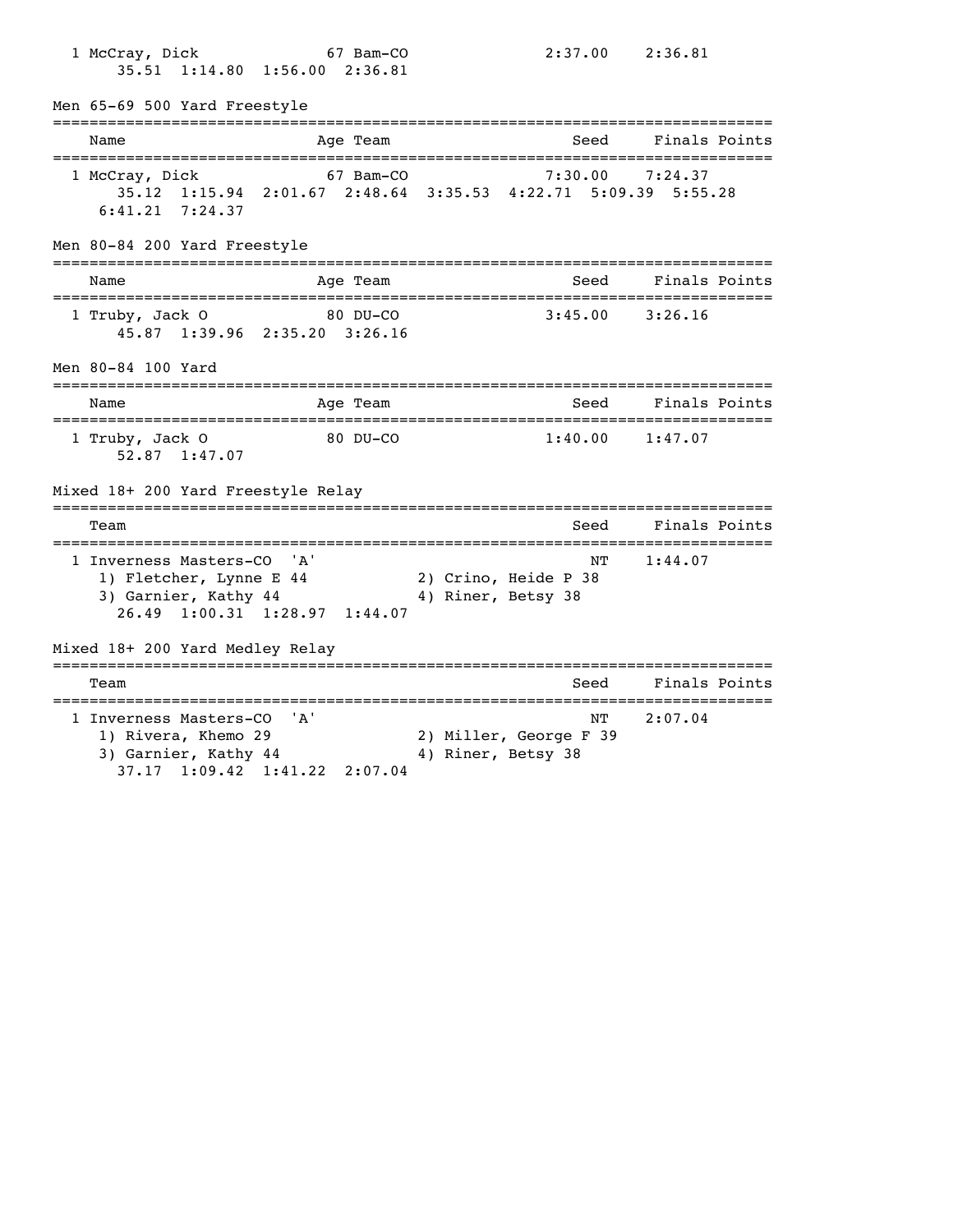| Name | Age | Team | Seed | Finals | Points |
|---|---|---|---|---|---|
| 1 McCray, Dick | 67 | Bam-CO | 2:37.00 | 2:36.81 | |
| 35.51 1:14.80 1:56.00 2:36.81 | | | | | |

## Men 65-69 500 Yard Freestyle

| Name | Age | Team | Seed | Finals | Points |
|---|---|---|---|---|---|
| 1 McCray, Dick | 67 | Bam-CO | 7:30.00 | 7:24.37 | |
| 35.12 1:15.94 2:01.67 2:48.64 3:35.53 4:22.71 5:09.39 5:55.28 6:41.21 7:24.37 | | | | | |

## Men 80-84 200 Yard Freestyle

| Name | Age | Team | Seed | Finals | Points |
|---|---|---|---|---|---|
| 1 Truby, Jack O | 80 | DU-CO | 3:45.00 | 3:26.16 | |
| 45.87 1:39.96 2:35.20 3:26.16 | | | | | |

## Men 80-84 100 Yard

| Name | Age | Team | Seed | Finals | Points |
|---|---|---|---|---|---|
| 1 Truby, Jack O | 80 | DU-CO | 1:40.00 | 1:47.07 | |
| 52.87 1:47.07 | | | | | |

## Mixed 18+ 200 Yard Freestyle Relay

| Team | Seed | Finals | Points |
|---|---|---|---|
| 1 Inverness Masters-CO 'A' | NT | 1:44.07 | |
| 1) Fletcher, Lynne E 44; 2) Crino, Heide P 38 | | | |
| 3) Garnier, Kathy 44; 4) Riner, Betsy 38 | | | |
| 26.49 1:00.31 1:28.97 1:44.07 | | | |

## Mixed 18+ 200 Yard Medley Relay

| Team | Seed | Finals | Points |
|---|---|---|---|
| 1 Inverness Masters-CO 'A' | NT | 2:07.04 | |
| 1) Rivera, Khemo 29; 2) Miller, George F 39 | | | |
| 3) Garnier, Kathy 44; 4) Riner, Betsy 38 | | | |
| 37.17 1:09.42 1:41.22 2:07.04 | | | |